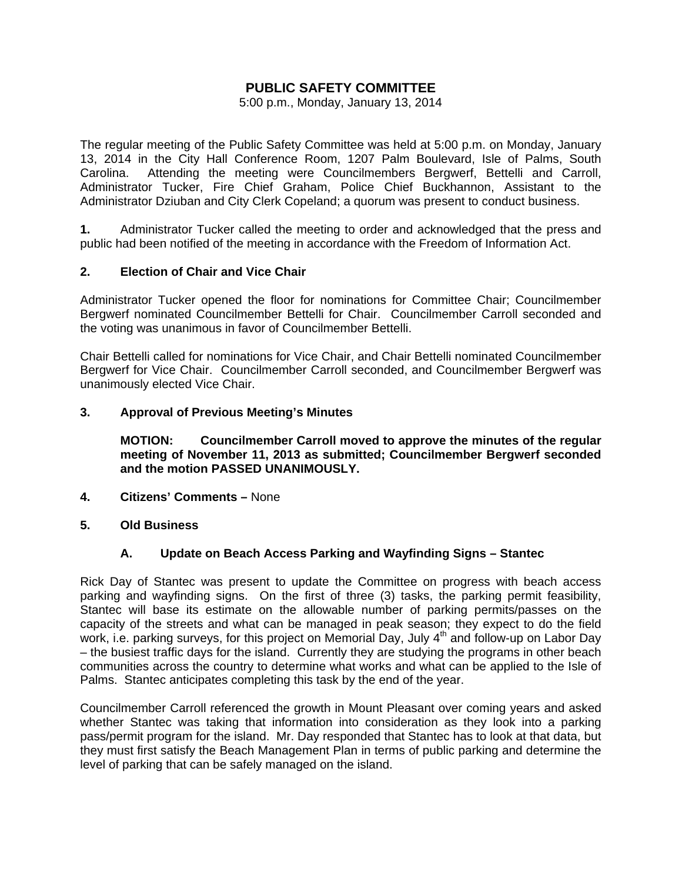# PUBLIC SAFETY COMMITTEE

5:00 p.m., Monday, January 13, 2014

The regular meeting of the Public Safety Committee was held at 5:00 p.m. on Monday, January 13, 2014 in the City Hall Conference Room, 1207 Palm Boulevard, Isle of Palms, South Carolina. Attending the meeting were Councilmembers Bergwerf, Bettelli and Carroll, Administrator Tucker, Fire Chief Graham, Police Chief Buckhannon, Assistant to the Administrator Dziuban and City Clerk Copeland; a quorum was present to conduct business.

**1.** Administrator Tucker called the meeting to order and acknowledged that the press and public had been notified of the meeting in accordance with the Freedom of Information Act.

**2. Election of Chair and Vice Chair**

Administrator Tucker opened the floor for nominations for Committee Chair; Councilmember Bergwerf nominated Councilmember Bettelli for Chair. Councilmember Carroll seconded and the voting was unanimous in favor of Councilmember Bettelli.

Chair Bettelli called for nominations for Vice Chair, and Chair Bettelli nominated Councilmember Bergwerf for Vice Chair. Councilmember Carroll seconded, and Councilmember Bergwerf was unanimously elected Vice Chair.

**3. Approval of Previous Meeting's Minutes**

**MOTION: Councilmember Carroll moved to approve the minutes of the regular meeting of November 11, 2013 as submitted; Councilmember Bergwerf seconded and the motion PASSED UNANIMOUSLY.**

**4. Citizens' Comments –** None

**5. Old Business**

**A. Update on Beach Access Parking and Wayfinding Signs – Stantec**

Rick Day of Stantec was present to update the Committee on progress with beach access parking and wayfinding signs. On the first of three (3) tasks, the parking permit feasibility, Stantec will base its estimate on the allowable number of parking permits/passes on the capacity of the streets and what can be managed in peak season; they expect to do the field work, i.e. parking surveys, for this project on Memorial Day, July 4th and follow-up on Labor Day – the busiest traffic days for the island. Currently they are studying the programs in other beach communities across the country to determine what works and what can be applied to the Isle of Palms. Stantec anticipates completing this task by the end of the year.

Councilmember Carroll referenced the growth in Mount Pleasant over coming years and asked whether Stantec was taking that information into consideration as they look into a parking pass/permit program for the island. Mr. Day responded that Stantec has to look at that data, but they must first satisfy the Beach Management Plan in terms of public parking and determine the level of parking that can be safely managed on the island.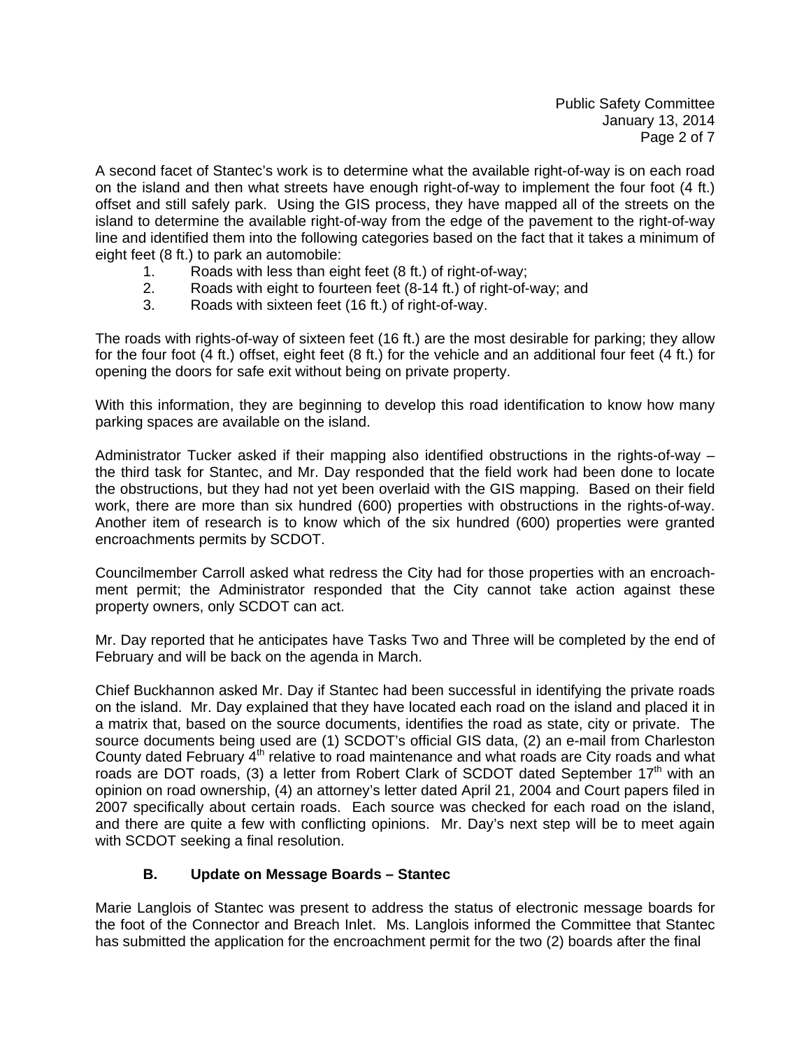A second facet of Stantec's work is to determine what the available right-of-way is on each road on the island and then what streets have enough right-of-way to implement the four foot (4 ft.) offset and still safely park. Using the GIS process, they have mapped all of the streets on the island to determine the available right-of-way from the edge of the pavement to the right-of-way line and identified them into the following categories based on the fact that it takes a minimum of eight feet (8 ft.) to park an automobile:

1. Roads with less than eight feet (8 ft.) of right-of-way;
2. Roads with eight to fourteen feet (8-14 ft.) of right-of-way; and
3. Roads with sixteen feet (16 ft.) of right-of-way.

The roads with rights-of-way of sixteen feet (16 ft.) are the most desirable for parking; they allow for the four foot (4 ft.) offset, eight feet (8 ft.) for the vehicle and an additional four feet (4 ft.) for opening the doors for safe exit without being on private property.

With this information, they are beginning to develop this road identification to know how many parking spaces are available on the island.

Administrator Tucker asked if their mapping also identified obstructions in the rights-of-way – the third task for Stantec, and Mr. Day responded that the field work had been done to locate the obstructions, but they had not yet been overlaid with the GIS mapping. Based on their field work, there are more than six hundred (600) properties with obstructions in the rights-of-way. Another item of research is to know which of the six hundred (600) properties were granted encroachments permits by SCDOT.

Councilmember Carroll asked what redress the City had for those properties with an encroachment permit; the Administrator responded that the City cannot take action against these property owners, only SCDOT can act.

Mr. Day reported that he anticipates have Tasks Two and Three will be completed by the end of February and will be back on the agenda in March.

Chief Buckhannon asked Mr. Day if Stantec had been successful in identifying the private roads on the island. Mr. Day explained that they have located each road on the island and placed it in a matrix that, based on the source documents, identifies the road as state, city or private. The source documents being used are (1) SCDOT's official GIS data, (2) an e-mail from Charleston County dated February 4th relative to road maintenance and what roads are City roads and what roads are DOT roads, (3) a letter from Robert Clark of SCDOT dated September 17th with an opinion on road ownership, (4) an attorney's letter dated April 21, 2004 and Court papers filed in 2007 specifically about certain roads. Each source was checked for each road on the island, and there are quite a few with conflicting opinions. Mr. Day's next step will be to meet again with SCDOT seeking a final resolution.

### B. Update on Message Boards – Stantec

Marie Langlois of Stantec was present to address the status of electronic message boards for the foot of the Connector and Breach Inlet. Ms. Langlois informed the Committee that Stantec has submitted the application for the encroachment permit for the two (2) boards after the final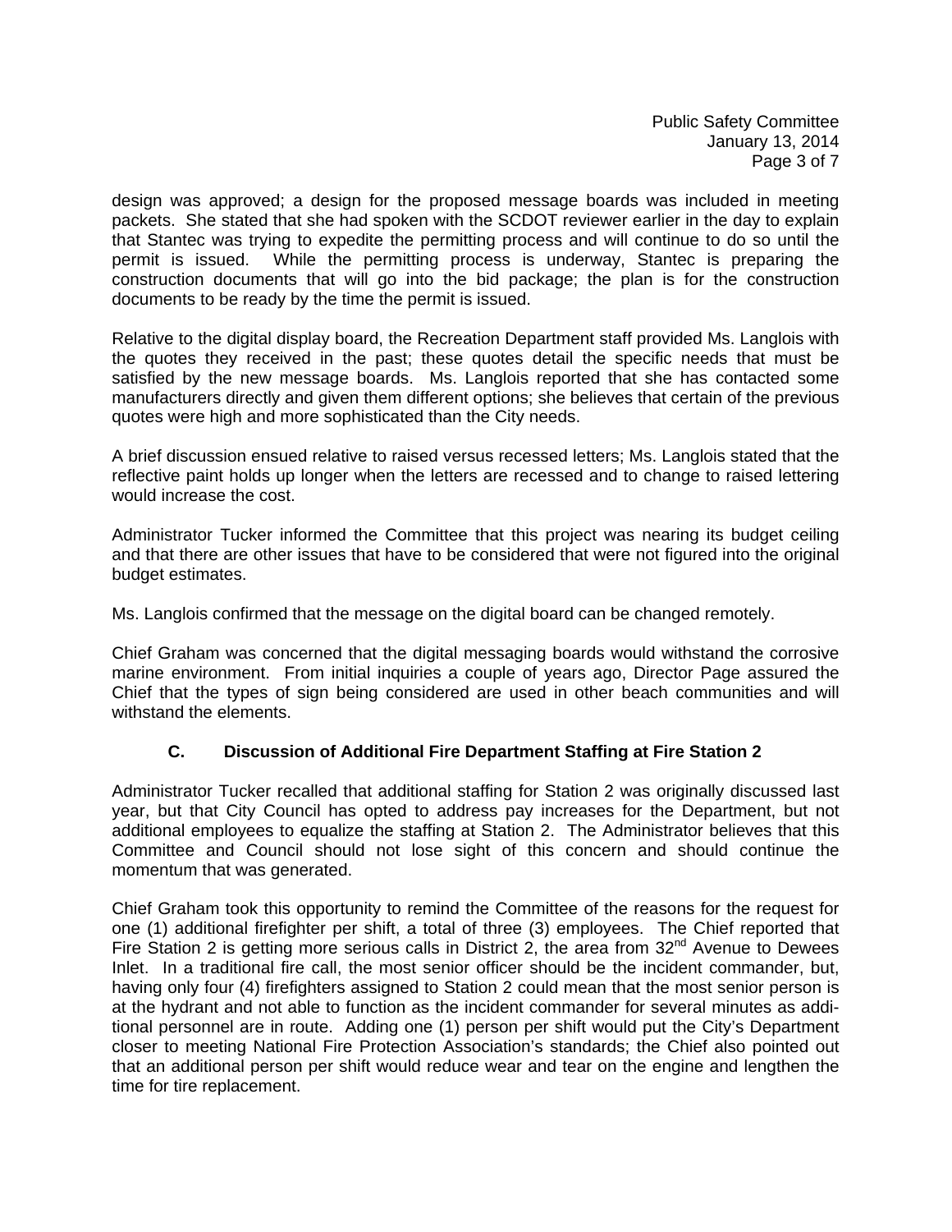design was approved; a design for the proposed message boards was included in meeting packets. She stated that she had spoken with the SCDOT reviewer earlier in the day to explain that Stantec was trying to expedite the permitting process and will continue to do so until the permit is issued. While the permitting process is underway, Stantec is preparing the construction documents that will go into the bid package; the plan is for the construction documents to be ready by the time the permit is issued.

Relative to the digital display board, the Recreation Department staff provided Ms. Langlois with the quotes they received in the past; these quotes detail the specific needs that must be satisfied by the new message boards. Ms. Langlois reported that she has contacted some manufacturers directly and given them different options; she believes that certain of the previous quotes were high and more sophisticated than the City needs.

A brief discussion ensued relative to raised versus recessed letters; Ms. Langlois stated that the reflective paint holds up longer when the letters are recessed and to change to raised lettering would increase the cost.

Administrator Tucker informed the Committee that this project was nearing its budget ceiling and that there are other issues that have to be considered that were not figured into the original budget estimates.

Ms. Langlois confirmed that the message on the digital board can be changed remotely.

Chief Graham was concerned that the digital messaging boards would withstand the corrosive marine environment. From initial inquiries a couple of years ago, Director Page assured the Chief that the types of sign being considered are used in other beach communities and will withstand the elements.

### C. Discussion of Additional Fire Department Staffing at Fire Station 2

Administrator Tucker recalled that additional staffing for Station 2 was originally discussed last year, but that City Council has opted to address pay increases for the Department, but not additional employees to equalize the staffing at Station 2. The Administrator believes that this Committee and Council should not lose sight of this concern and should continue the momentum that was generated.

Chief Graham took this opportunity to remind the Committee of the reasons for the request for one (1) additional firefighter per shift, a total of three (3) employees. The Chief reported that Fire Station 2 is getting more serious calls in District 2, the area from 32nd Avenue to Dewees Inlet. In a traditional fire call, the most senior officer should be the incident commander, but, having only four (4) firefighters assigned to Station 2 could mean that the most senior person is at the hydrant and not able to function as the incident commander for several minutes as additional personnel are in route. Adding one (1) person per shift would put the City's Department closer to meeting National Fire Protection Association's standards; the Chief also pointed out that an additional person per shift would reduce wear and tear on the engine and lengthen the time for tire replacement.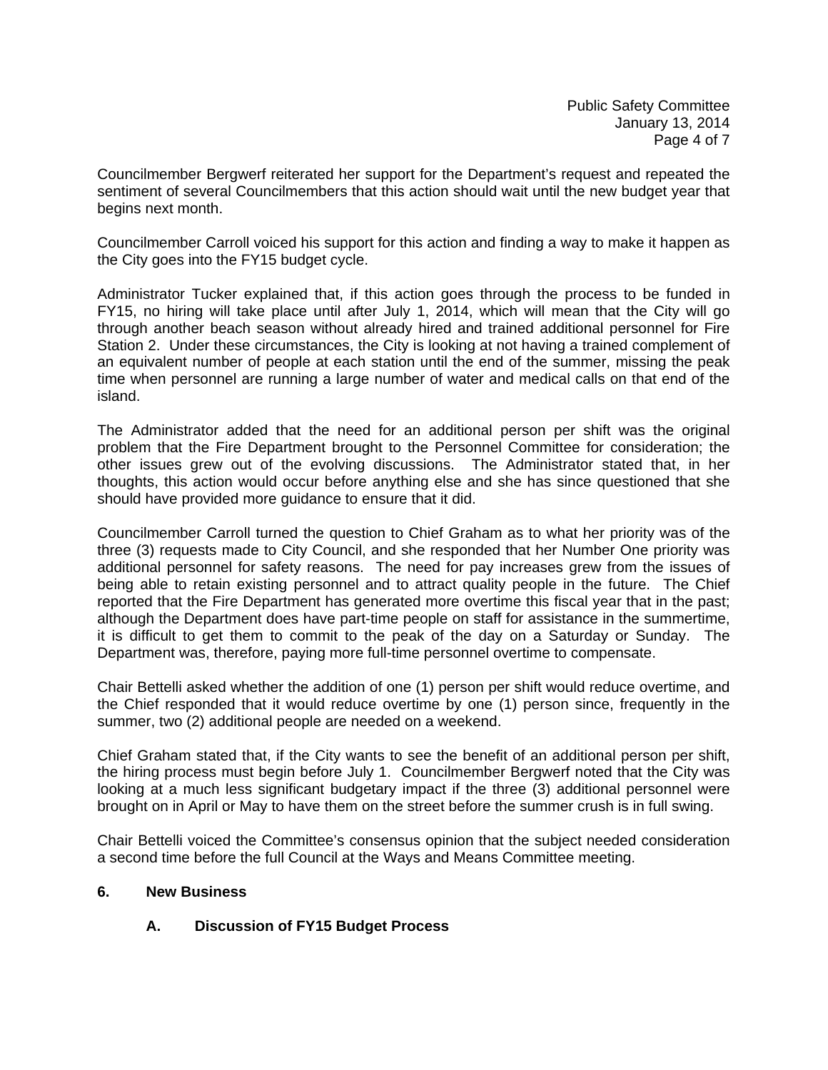Councilmember Bergwerf reiterated her support for the Department's request and repeated the sentiment of several Councilmembers that this action should wait until the new budget year that begins next month.

Councilmember Carroll voiced his support for this action and finding a way to make it happen as the City goes into the FY15 budget cycle.

Administrator Tucker explained that, if this action goes through the process to be funded in FY15, no hiring will take place until after July 1, 2014, which will mean that the City will go through another beach season without already hired and trained additional personnel for Fire Station 2. Under these circumstances, the City is looking at not having a trained complement of an equivalent number of people at each station until the end of the summer, missing the peak time when personnel are running a large number of water and medical calls on that end of the island.

The Administrator added that the need for an additional person per shift was the original problem that the Fire Department brought to the Personnel Committee for consideration; the other issues grew out of the evolving discussions. The Administrator stated that, in her thoughts, this action would occur before anything else and she has since questioned that she should have provided more guidance to ensure that it did.

Councilmember Carroll turned the question to Chief Graham as to what her priority was of the three (3) requests made to City Council, and she responded that her Number One priority was additional personnel for safety reasons. The need for pay increases grew from the issues of being able to retain existing personnel and to attract quality people in the future. The Chief reported that the Fire Department has generated more overtime this fiscal year that in the past; although the Department does have part-time people on staff for assistance in the summertime, it is difficult to get them to commit to the peak of the day on a Saturday or Sunday. The Department was, therefore, paying more full-time personnel overtime to compensate.

Chair Bettelli asked whether the addition of one (1) person per shift would reduce overtime, and the Chief responded that it would reduce overtime by one (1) person since, frequently in the summer, two (2) additional people are needed on a weekend.

Chief Graham stated that, if the City wants to see the benefit of an additional person per shift, the hiring process must begin before July 1. Councilmember Bergwerf noted that the City was looking at a much less significant budgetary impact if the three (3) additional personnel were brought on in April or May to have them on the street before the summer crush is in full swing.

Chair Bettelli voiced the Committee's consensus opinion that the subject needed consideration a second time before the full Council at the Ways and Means Committee meeting.

## 6. New Business

### A. Discussion of FY15 Budget Process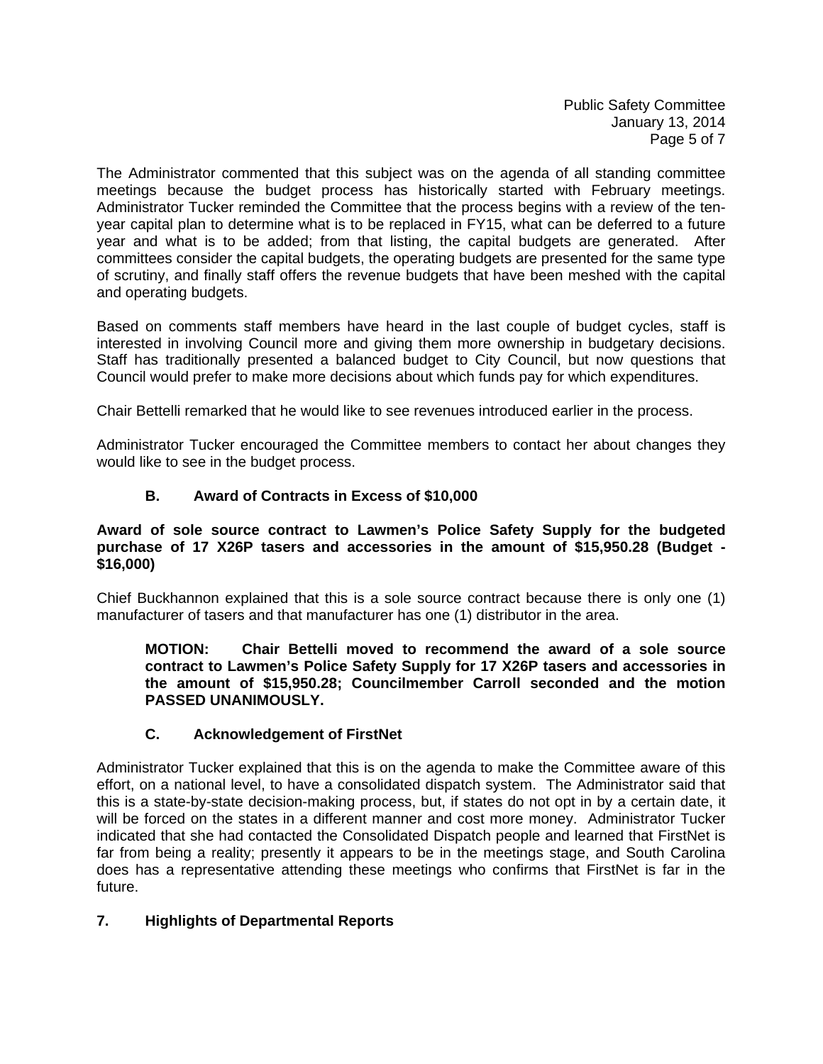The Administrator commented that this subject was on the agenda of all standing committee meetings because the budget process has historically started with February meetings. Administrator Tucker reminded the Committee that the process begins with a review of the ten-year capital plan to determine what is to be replaced in FY15, what can be deferred to a future year and what is to be added; from that listing, the capital budgets are generated. After committees consider the capital budgets, the operating budgets are presented for the same type of scrutiny, and finally staff offers the revenue budgets that have been meshed with the capital and operating budgets.

Based on comments staff members have heard in the last couple of budget cycles, staff is interested in involving Council more and giving them more ownership in budgetary decisions. Staff has traditionally presented a balanced budget to City Council, but now questions that Council would prefer to make more decisions about which funds pay for which expenditures.

Chair Bettelli remarked that he would like to see revenues introduced earlier in the process.

Administrator Tucker encouraged the Committee members to contact her about changes they would like to see in the budget process.

### B. Award of Contracts in Excess of $10,000

**Award of sole source contract to Lawmen's Police Safety Supply for the budgeted purchase of 17 X26P tasers and accessories in the amount of $15,950.28 (Budget - $16,000)**

Chief Buckhannon explained that this is a sole source contract because there is only one (1) manufacturer of tasers and that manufacturer has one (1) distributor in the area.

**MOTION: Chair Bettelli moved to recommend the award of a sole source contract to Lawmen's Police Safety Supply for 17 X26P tasers and accessories in the amount of $15,950.28; Councilmember Carroll seconded and the motion PASSED UNANIMOUSLY.**

### C. Acknowledgement of FirstNet

Administrator Tucker explained that this is on the agenda to make the Committee aware of this effort, on a national level, to have a consolidated dispatch system. The Administrator said that this is a state-by-state decision-making process, but, if states do not opt in by a certain date, it will be forced on the states in a different manner and cost more money. Administrator Tucker indicated that she had contacted the Consolidated Dispatch people and learned that FirstNet is far from being a reality; presently it appears to be in the meetings stage, and South Carolina does has a representative attending these meetings who confirms that FirstNet is far in the future.

## 7. Highlights of Departmental Reports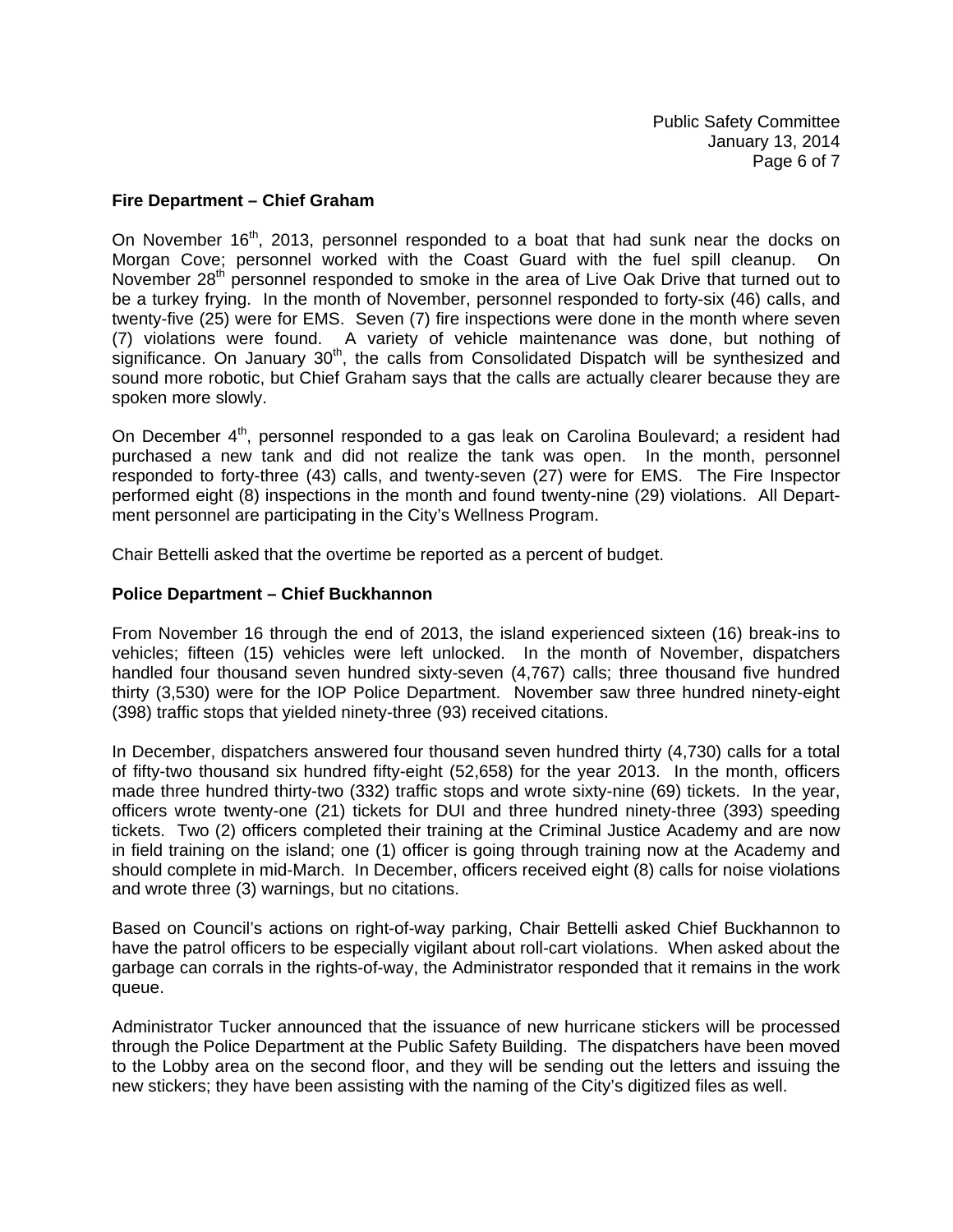**Fire Department – Chief Graham**

On November 16th, 2013, personnel responded to a boat that had sunk near the docks on Morgan Cove; personnel worked with the Coast Guard with the fuel spill cleanup. On November 28th personnel responded to smoke in the area of Live Oak Drive that turned out to be a turkey frying. In the month of November, personnel responded to forty-six (46) calls, and twenty-five (25) were for EMS. Seven (7) fire inspections were done in the month where seven (7) violations were found. A variety of vehicle maintenance was done, but nothing of significance. On January 30th, the calls from Consolidated Dispatch will be synthesized and sound more robotic, but Chief Graham says that the calls are actually clearer because they are spoken more slowly.

On December 4th, personnel responded to a gas leak on Carolina Boulevard; a resident had purchased a new tank and did not realize the tank was open. In the month, personnel responded to forty-three (43) calls, and twenty-seven (27) were for EMS. The Fire Inspector performed eight (8) inspections in the month and found twenty-nine (29) violations. All Department personnel are participating in the City's Wellness Program.

Chair Bettelli asked that the overtime be reported as a percent of budget.

**Police Department – Chief Buckhannon**

From November 16 through the end of 2013, the island experienced sixteen (16) break-ins to vehicles; fifteen (15) vehicles were left unlocked. In the month of November, dispatchers handled four thousand seven hundred sixty-seven (4,767) calls; three thousand five hundred thirty (3,530) were for the IOP Police Department. November saw three hundred ninety-eight (398) traffic stops that yielded ninety-three (93) received citations.

In December, dispatchers answered four thousand seven hundred thirty (4,730) calls for a total of fifty-two thousand six hundred fifty-eight (52,658) for the year 2013. In the month, officers made three hundred thirty-two (332) traffic stops and wrote sixty-nine (69) tickets. In the year, officers wrote twenty-one (21) tickets for DUI and three hundred ninety-three (393) speeding tickets. Two (2) officers completed their training at the Criminal Justice Academy and are now in field training on the island; one (1) officer is going through training now at the Academy and should complete in mid-March. In December, officers received eight (8) calls for noise violations and wrote three (3) warnings, but no citations.

Based on Council's actions on right-of-way parking, Chair Bettelli asked Chief Buckhannon to have the patrol officers to be especially vigilant about roll-cart violations. When asked about the garbage can corrals in the rights-of-way, the Administrator responded that it remains in the work queue.

Administrator Tucker announced that the issuance of new hurricane stickers will be processed through the Police Department at the Public Safety Building. The dispatchers have been moved to the Lobby area on the second floor, and they will be sending out the letters and issuing the new stickers; they have been assisting with the naming of the City's digitized files as well.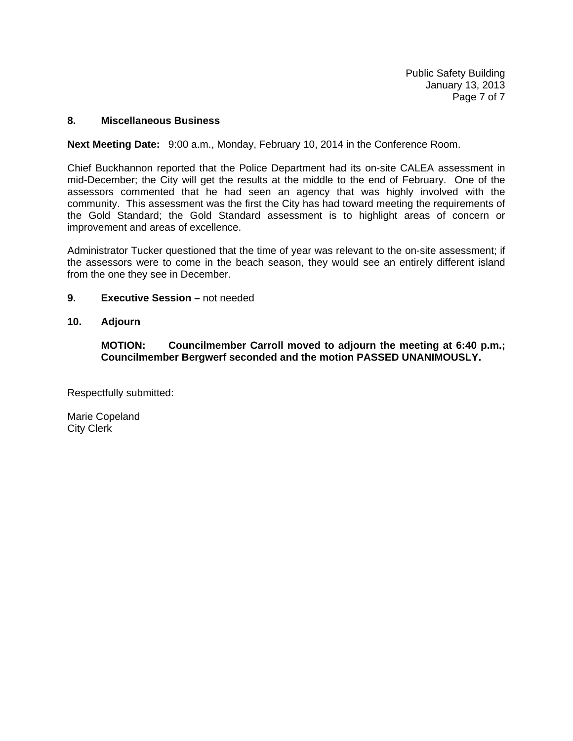## 8. Miscellaneous Business

**Next Meeting Date:** 9:00 a.m., Monday, February 10, 2014 in the Conference Room.

Chief Buckhannon reported that the Police Department had its on-site CALEA assessment in mid-December; the City will get the results at the middle to the end of February. One of the assessors commented that he had seen an agency that was highly involved with the community. This assessment was the first the City has had toward meeting the requirements of the Gold Standard; the Gold Standard assessment is to highlight areas of concern or improvement and areas of excellence.

Administrator Tucker questioned that the time of year was relevant to the on-site assessment; if the assessors were to come in the beach season, they would see an entirely different island from the one they see in December.

## 9. Executive Session – not needed

## 10. Adjourn

**MOTION: Councilmember Carroll moved to adjourn the meeting at 6:40 p.m.; Councilmember Bergwerf seconded and the motion PASSED UNANIMOUSLY.**

Respectfully submitted:

Marie Copeland
City Clerk